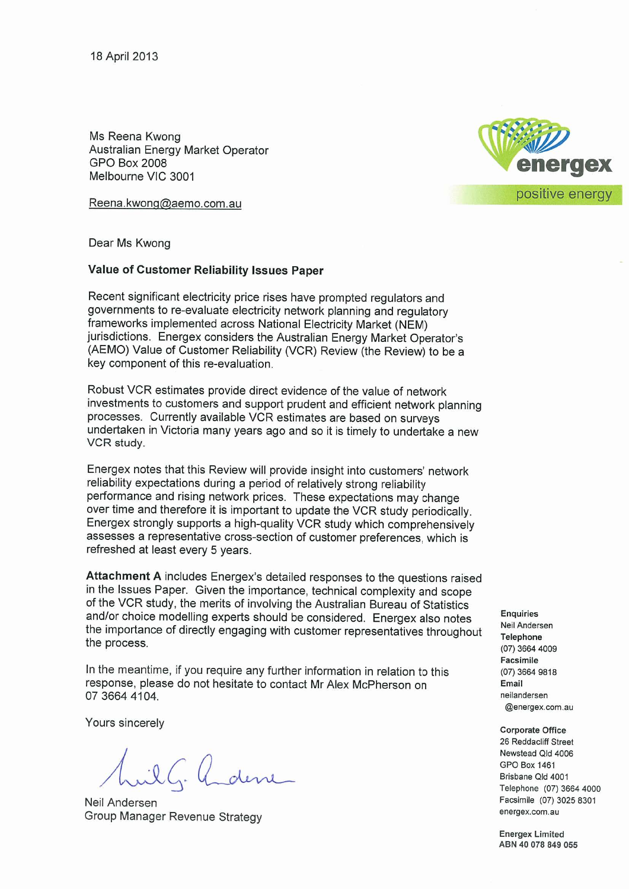18 April 2013

Ms Reena Kwong
Australian Energy Market Operator
GPO Box 2008
Melbourne VIC 3001

Reena.kwong@aemo.com.au

energex
positive energy

Dear Ms Kwong

**Value of Customer Reliability Issues Paper**

Recent significant electricity price rises have prompted regulators and governments to re-evaluate electricity network planning and regulatory frameworks implemented across National Electricity Market (NEM) jurisdictions. Energex considers the Australian Energy Market Operator's (AEMO) Value of Customer Reliability (VCR) Review (the Review) to be a key component of this re-evaluation.

Robust VCR estimates provide direct evidence of the value of network investments to customers and support prudent and efficient network planning processes. Currently available VCR estimates are based on surveys undertaken in Victoria many years ago and so it is timely to undertake a new VCR study.

Energex notes that this Review will provide insight into customers' network reliability expectations during a period of relatively strong reliability performance and rising network prices. These expectations may change over time and therefore it is important to update the VCR study periodically. Energex strongly supports a high-quality VCR study which comprehensively assesses a representative cross-section of customer preferences, which is refreshed at least every 5 years.

**Attachment A** includes Energex's detailed responses to the questions raised in the Issues Paper. Given the importance, technical complexity and scope of the VCR study, the merits of involving the Australian Bureau of Statistics and/or choice modelling experts should be considered. Energex also notes the importance of directly engaging with customer representatives throughout the process.

In the meantime, if you require any further information in relation to this response, please do not hesitate to contact Mr Alex McPherson on 07 3664 4104.

Yours sincerely

Neil Andersen
Group Manager Revenue Strategy

**Enquiries**
Neil Andersen
**Telephone**
(07) 3664 4009
**Facsimile**
(07) 3664 9818
**Email**
neilandersen@energex.com.au

**Corporate Office**
26 Reddacliff Street
Newstead Qld 4006
GPO Box 1461
Brisbane Qld 4001
Telephone (07) 3664 4000
Facsimile (07) 3025 8301
energex.com.au

**Energex Limited**
**ABN 40 078 849 055**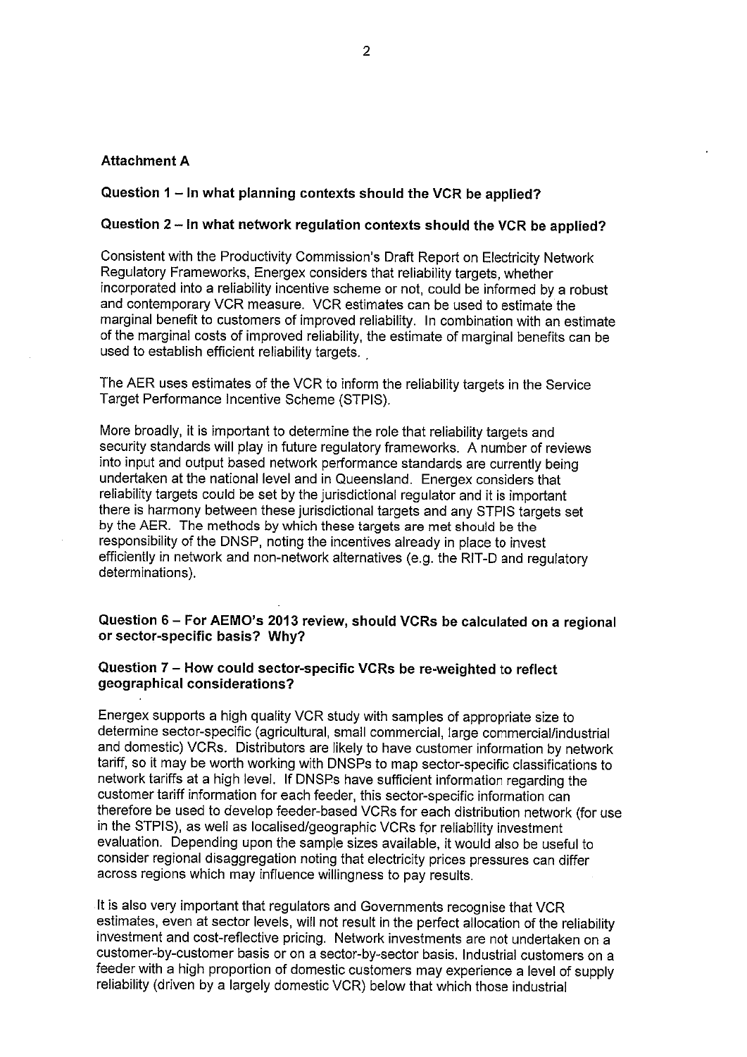**Attachment A**

**Question 1 – In what planning contexts should the VCR be applied?**

**Question 2 – In what network regulation contexts should the VCR be applied?**

Consistent with the Productivity Commission's Draft Report on Electricity Network Regulatory Frameworks, Energex considers that reliability targets, whether incorporated into a reliability incentive scheme or not, could be informed by a robust and contemporary VCR measure. VCR estimates can be used to estimate the marginal benefit to customers of improved reliability. In combination with an estimate of the marginal costs of improved reliability, the estimate of marginal benefits can be used to establish efficient reliability targets.

The AER uses estimates of the VCR to inform the reliability targets in the Service Target Performance Incentive Scheme (STPIS).

More broadly, it is important to determine the role that reliability targets and security standards will play in future regulatory frameworks. A number of reviews into input and output based network performance standards are currently being undertaken at the national level and in Queensland. Energex considers that reliability targets could be set by the jurisdictional regulator and it is important there is harmony between these jurisdictional targets and any STPIS targets set by the AER. The methods by which these targets are met should be the responsibility of the DNSP, noting the incentives already in place to invest efficiently in network and non-network alternatives (e.g. the RIT-D and regulatory determinations).

**Question 6 – For AEMO's 2013 review, should VCRs be calculated on a regional or sector-specific basis? Why?**

**Question 7 – How could sector-specific VCRs be re-weighted to reflect geographical considerations?**

Energex supports a high quality VCR study with samples of appropriate size to determine sector-specific (agricultural, small commercial, large commercial/industrial and domestic) VCRs. Distributors are likely to have customer information by network tariff, so it may be worth working with DNSPs to map sector-specific classifications to network tariffs at a high level. If DNSPs have sufficient information regarding the customer tariff information for each feeder, this sector-specific information can therefore be used to develop feeder-based VCRs for each distribution network (for use in the STPIS), as well as localised/geographic VCRs for reliability investment evaluation. Depending upon the sample sizes available, it would also be useful to consider regional disaggregation noting that electricity prices pressures can differ across regions which may influence willingness to pay results.

It is also very important that regulators and Governments recognise that VCR estimates, even at sector levels, will not result in the perfect allocation of the reliability investment and cost-reflective pricing. Network investments are not undertaken on a customer-by-customer basis or on a sector-by-sector basis. Industrial customers on a feeder with a high proportion of domestic customers may experience a level of supply reliability (driven by a largely domestic VCR) below that which those industrial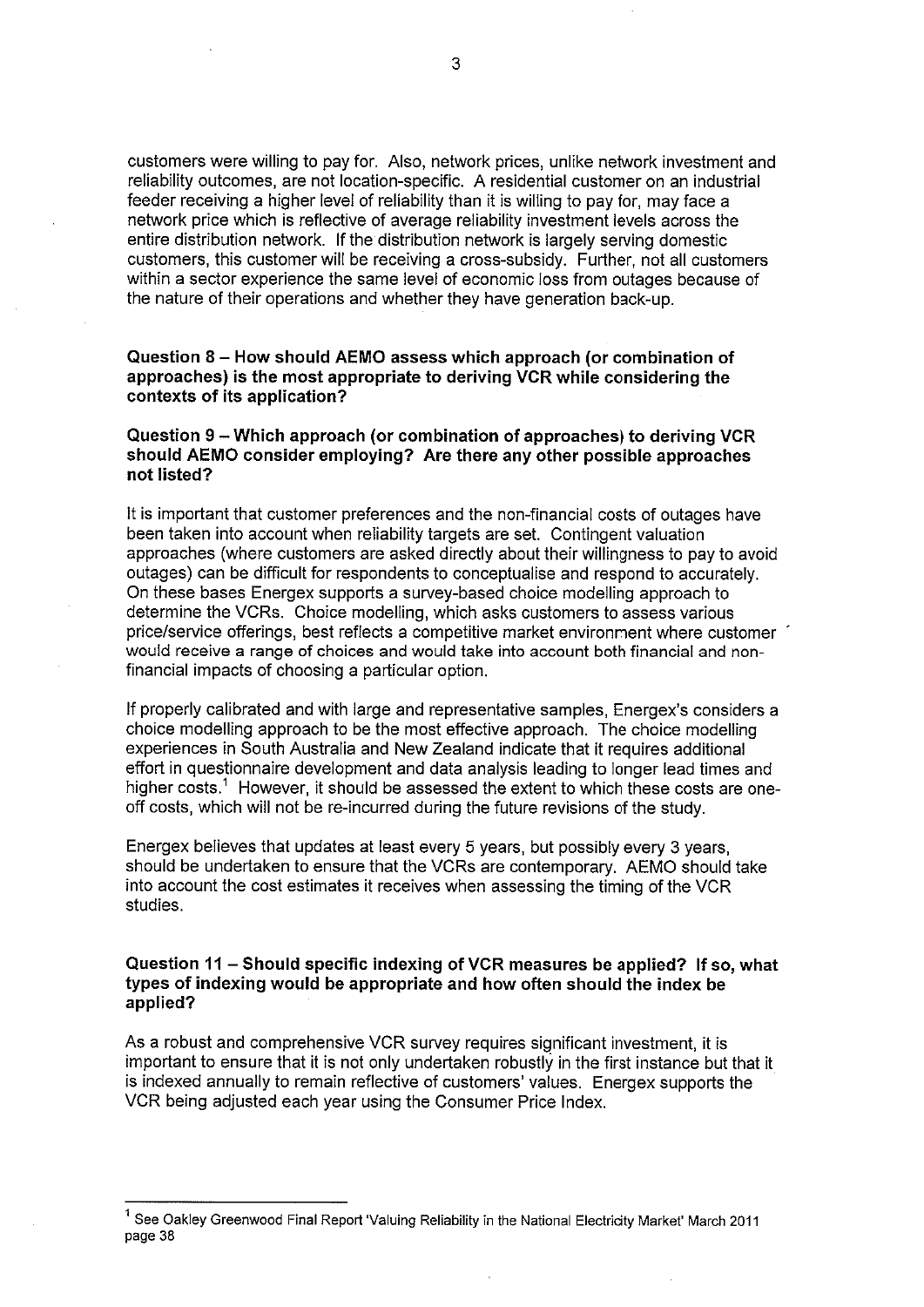customers were willing to pay for. Also, network prices, unlike network investment and reliability outcomes, are not location-specific. A residential customer on an industrial feeder receiving a higher level of reliability than it is willing to pay for, may face a network price which is reflective of average reliability investment levels across the entire distribution network. If the distribution network is largely serving domestic customers, this customer will be receiving a cross-subsidy. Further, not all customers within a sector experience the same level of economic loss from outages because of the nature of their operations and whether they have generation back-up.

**Question 8 – How should AEMO assess which approach (or combination of approaches) is the most appropriate to deriving VCR while considering the contexts of its application?**

**Question 9 – Which approach (or combination of approaches) to deriving VCR should AEMO consider employing? Are there any other possible approaches not listed?**

It is important that customer preferences and the non-financial costs of outages have been taken into account when reliability targets are set. Contingent valuation approaches (where customers are asked directly about their willingness to pay to avoid outages) can be difficult for respondents to conceptualise and respond to accurately. On these bases Energex supports a survey-based choice modelling approach to determine the VCRs. Choice modelling, which asks customers to assess various price/service offerings, best reflects a competitive market environment where customer would receive a range of choices and would take into account both financial and non-financial impacts of choosing a particular option.

If properly calibrated and with large and representative samples, Energex's considers a choice modelling approach to be the most effective approach. The choice modelling experiences in South Australia and New Zealand indicate that it requires additional effort in questionnaire development and data analysis leading to longer lead times and higher costs.[1] However, it should be assessed the extent to which these costs are one-off costs, which will not be re-incurred during the future revisions of the study.

Energex believes that updates at least every 5 years, but possibly every 3 years, should be undertaken to ensure that the VCRs are contemporary. AEMO should take into account the cost estimates it receives when assessing the timing of the VCR studies.

**Question 11 – Should specific indexing of VCR measures be applied? If so, what types of indexing would be appropriate and how often should the index be applied?**

As a robust and comprehensive VCR survey requires significant investment, it is important to ensure that it is not only undertaken robustly in the first instance but that it is indexed annually to remain reflective of customers' values. Energex supports the VCR being adjusted each year using the Consumer Price Index.

---

[1] See Oakley Greenwood Final Report 'Valuing Reliability in the National Electricity Market' March 2011 page 38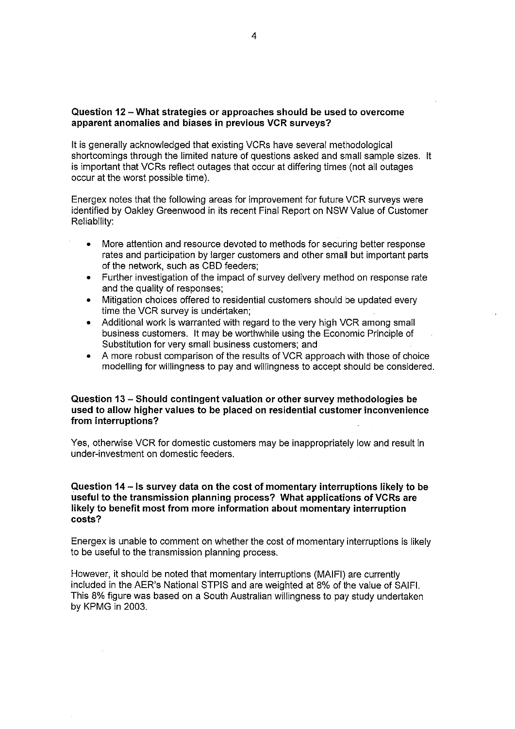**Question 12 – What strategies or approaches should be used to overcome apparent anomalies and biases in previous VCR surveys?**

It is generally acknowledged that existing VCRs have several methodological shortcomings through the limited nature of questions asked and small sample sizes. It is important that VCRs reflect outages that occur at differing times (not all outages occur at the worst possible time).

Energex notes that the following areas for improvement for future VCR surveys were identified by Oakley Greenwood in its recent Final Report on NSW Value of Customer Reliability:

- More attention and resource devoted to methods for securing better response rates and participation by larger customers and other small but important parts of the network, such as CBD feeders;
- Further investigation of the impact of survey delivery method on response rate and the quality of responses;
- Mitigation choices offered to residential customers should be updated every time the VCR survey is undertaken;
- Additional work is warranted with regard to the very high VCR among small business customers. It may be worthwhile using the Economic Principle of Substitution for very small business customers; and
- A more robust comparison of the results of VCR approach with those of choice modelling for willingness to pay and willingness to accept should be considered.

**Question 13 – Should contingent valuation or other survey methodologies be used to allow higher values to be placed on residential customer inconvenience from interruptions?**

Yes, otherwise VCR for domestic customers may be inappropriately low and result in under-investment on domestic feeders.

**Question 14 – Is survey data on the cost of momentary interruptions likely to be useful to the transmission planning process? What applications of VCRs are likely to benefit most from more information about momentary interruption costs?**

Energex is unable to comment on whether the cost of momentary interruptions is likely to be useful to the transmission planning process.

However, it should be noted that momentary interruptions (MAIFI) are currently included in the AER's National STPIS and are weighted at 8% of the value of SAIFI. This 8% figure was based on a South Australian willingness to pay study undertaken by KPMG in 2003.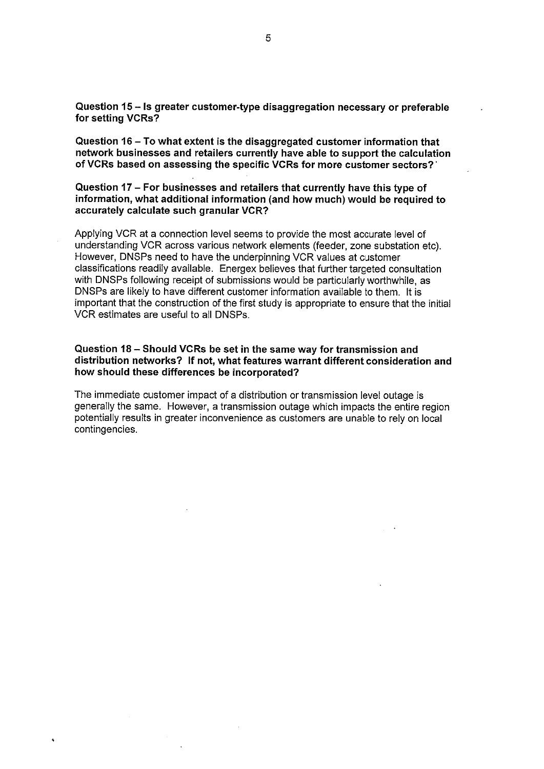**Question 15 – Is greater customer-type disaggregation necessary or preferable for setting VCRs?**

**Question 16 – To what extent is the disaggregated customer information that network businesses and retailers currently have able to support the calculation of VCRs based on assessing the specific VCRs for more customer sectors?**

**Question 17 – For businesses and retailers that currently have this type of information, what additional information (and how much) would be required to accurately calculate such granular VCR?**

Applying VCR at a connection level seems to provide the most accurate level of understanding VCR across various network elements (feeder, zone substation etc). However, DNSPs need to have the underpinning VCR values at customer classifications readily available. Energex believes that further targeted consultation with DNSPs following receipt of submissions would be particularly worthwhile, as DNSPs are likely to have different customer information available to them. It is important that the construction of the first study is appropriate to ensure that the initial VCR estimates are useful to all DNSPs.

**Question 18 – Should VCRs be set in the same way for transmission and distribution networks? If not, what features warrant different consideration and how should these differences be incorporated?**

The immediate customer impact of a distribution or transmission level outage is generally the same. However, a transmission outage which impacts the entire region potentially results in greater inconvenience as customers are unable to rely on local contingencies.